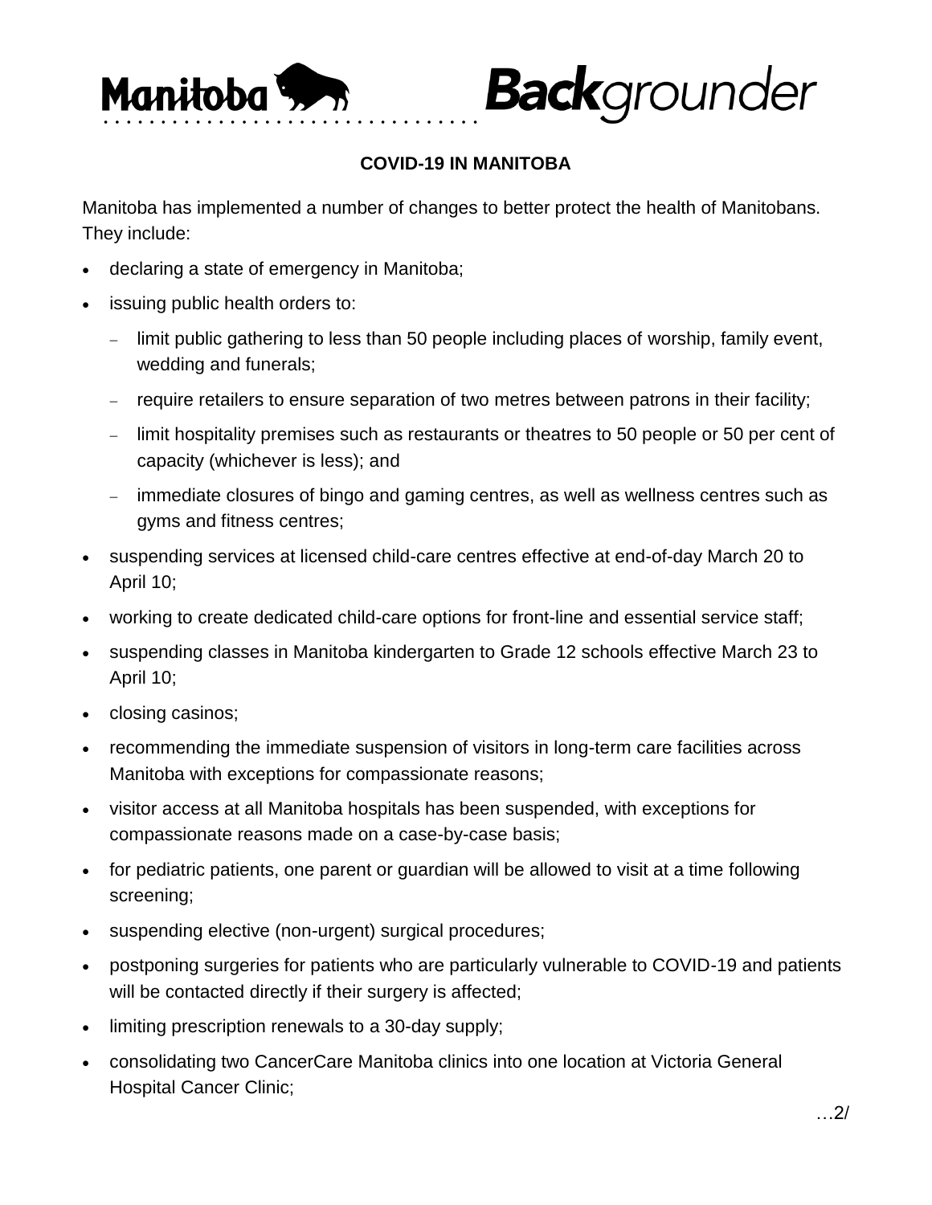Manitoba **Back**grounder

## COVID-19 IN MANITOBA

Manitoba has implemented a number of changes to better protect the health of Manitobans. They include:

- declaring a state of emergency in Manitoba;
- issuing public health orders to:
  - limit public gathering to less than 50 people including places of worship, family event, wedding and funerals;
  - require retailers to ensure separation of two metres between patrons in their facility;
  - limit hospitality premises such as restaurants or theatres to 50 people or 50 per cent of capacity (whichever is less); and
  - immediate closures of bingo and gaming centres, as well as wellness centres such as gyms and fitness centres;
- suspending services at licensed child-care centres effective at end-of-day March 20 to April 10;
- working to create dedicated child-care options for front-line and essential service staff;
- suspending classes in Manitoba kindergarten to Grade 12 schools effective March 23 to April 10;
- closing casinos;
- recommending the immediate suspension of visitors in long-term care facilities across Manitoba with exceptions for compassionate reasons;
- visitor access at all Manitoba hospitals has been suspended, with exceptions for compassionate reasons made on a case-by-case basis;
- for pediatric patients, one parent or guardian will be allowed to visit at a time following screening;
- suspending elective (non-urgent) surgical procedures;
- postponing surgeries for patients who are particularly vulnerable to COVID-19 and patients will be contacted directly if their surgery is affected;
- limiting prescription renewals to a 30-day supply;
- consolidating two CancerCare Manitoba clinics into one location at Victoria General Hospital Cancer Clinic;

…2/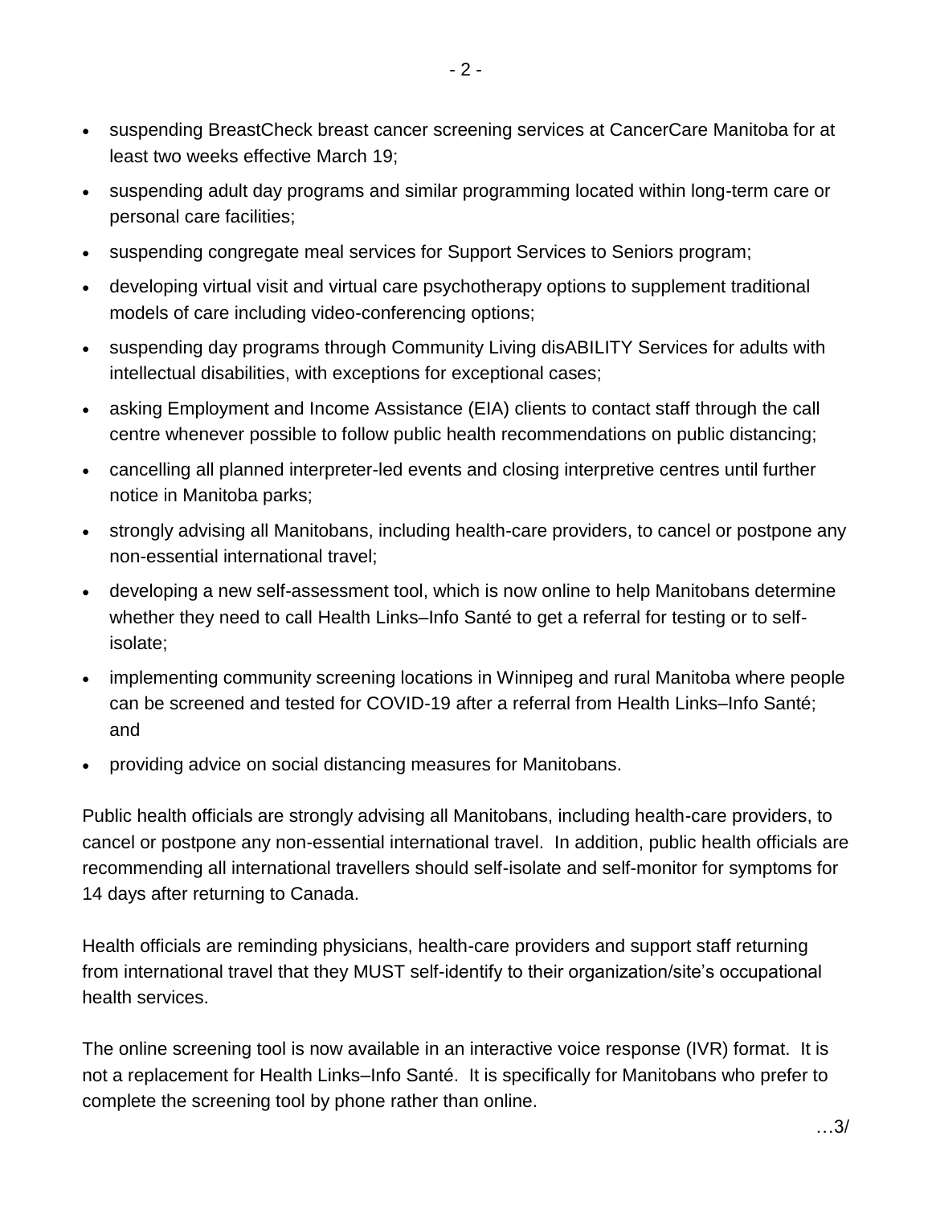- suspending BreastCheck breast cancer screening services at CancerCare Manitoba for at least two weeks effective March 19;
- suspending adult day programs and similar programming located within long-term care or personal care facilities;
- suspending congregate meal services for Support Services to Seniors program;
- developing virtual visit and virtual care psychotherapy options to supplement traditional models of care including video-conferencing options;
- suspending day programs through Community Living disABILITY Services for adults with intellectual disabilities, with exceptions for exceptional cases;
- asking Employment and Income Assistance (EIA) clients to contact staff through the call centre whenever possible to follow public health recommendations on public distancing;
- cancelling all planned interpreter-led events and closing interpretive centres until further notice in Manitoba parks;
- strongly advising all Manitobans, including health-care providers, to cancel or postpone any non-essential international travel;
- developing a new self-assessment tool, which is now online to help Manitobans determine whether they need to call Health Links–Info Santé to get a referral for testing or to self-isolate;
- implementing community screening locations in Winnipeg and rural Manitoba where people can be screened and tested for COVID-19 after a referral from Health Links–Info Santé; and
- providing advice on social distancing measures for Manitobans.

Public health officials are strongly advising all Manitobans, including health-care providers, to cancel or postpone any non-essential international travel. In addition, public health officials are recommending all international travellers should self-isolate and self-monitor for symptoms for 14 days after returning to Canada.

Health officials are reminding physicians, health-care providers and support staff returning from international travel that they MUST self-identify to their organization/site's occupational health services.

The online screening tool is now available in an interactive voice response (IVR) format. It is not a replacement for Health Links–Info Santé. It is specifically for Manitobans who prefer to complete the screening tool by phone rather than online.

…3/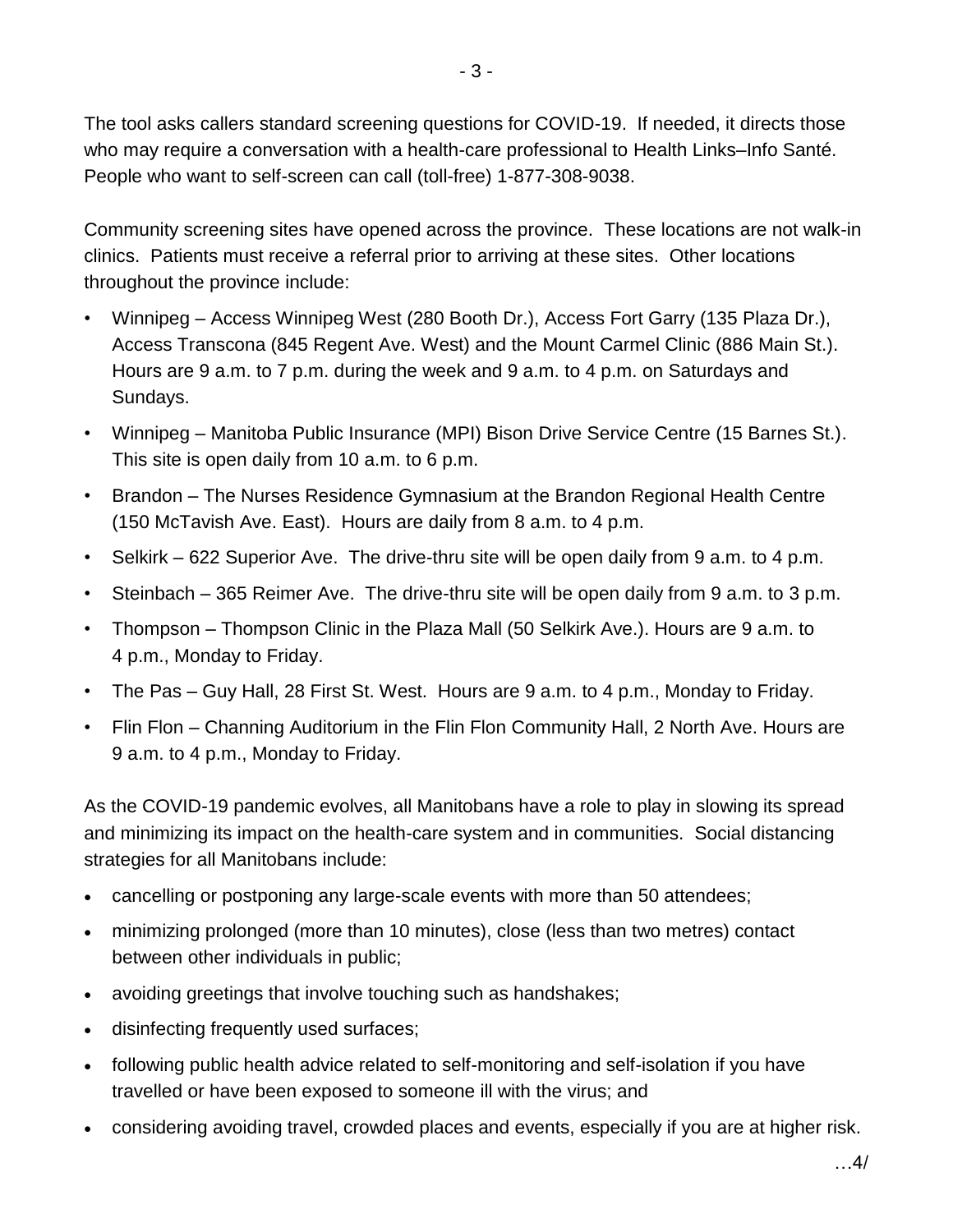The tool asks callers standard screening questions for COVID-19. If needed, it directs those who may require a conversation with a health-care professional to Health Links–Info Santé. People who want to self-screen can call (toll-free) 1-877-308-9038.

Community screening sites have opened across the province. These locations are not walk-in clinics. Patients must receive a referral prior to arriving at these sites. Other locations throughout the province include:

- Winnipeg – Access Winnipeg West (280 Booth Dr.), Access Fort Garry (135 Plaza Dr.), Access Transcona (845 Regent Ave. West) and the Mount Carmel Clinic (886 Main St.). Hours are 9 a.m. to 7 p.m. during the week and 9 a.m. to 4 p.m. on Saturdays and Sundays.
- Winnipeg – Manitoba Public Insurance (MPI) Bison Drive Service Centre (15 Barnes St.). This site is open daily from 10 a.m. to 6 p.m.
- Brandon – The Nurses Residence Gymnasium at the Brandon Regional Health Centre (150 McTavish Ave. East). Hours are daily from 8 a.m. to 4 p.m.
- Selkirk – 622 Superior Ave. The drive-thru site will be open daily from 9 a.m. to 4 p.m.
- Steinbach – 365 Reimer Ave. The drive-thru site will be open daily from 9 a.m. to 3 p.m.
- Thompson – Thompson Clinic in the Plaza Mall (50 Selkirk Ave.). Hours are 9 a.m. to 4 p.m., Monday to Friday.
- The Pas – Guy Hall, 28 First St. West. Hours are 9 a.m. to 4 p.m., Monday to Friday.
- Flin Flon – Channing Auditorium in the Flin Flon Community Hall, 2 North Ave. Hours are 9 a.m. to 4 p.m., Monday to Friday.

As the COVID-19 pandemic evolves, all Manitobans have a role to play in slowing its spread and minimizing its impact on the health-care system and in communities. Social distancing strategies for all Manitobans include:

- cancelling or postponing any large-scale events with more than 50 attendees;
- minimizing prolonged (more than 10 minutes), close (less than two metres) contact between other individuals in public;
- avoiding greetings that involve touching such as handshakes;
- disinfecting frequently used surfaces;
- following public health advice related to self-monitoring and self-isolation if you have travelled or have been exposed to someone ill with the virus; and
- considering avoiding travel, crowded places and events, especially if you are at higher risk.

…4/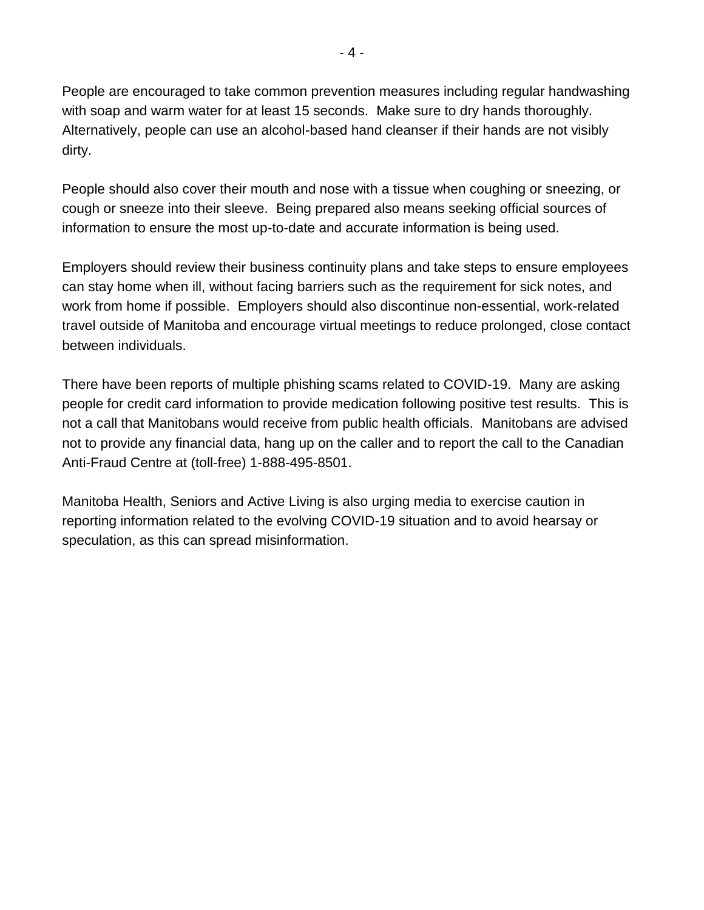People are encouraged to take common prevention measures including regular handwashing with soap and warm water for at least 15 seconds.  Make sure to dry hands thoroughly.  Alternatively, people can use an alcohol-based hand cleanser if their hands are not visibly dirty.

People should also cover their mouth and nose with a tissue when coughing or sneezing, or cough or sneeze into their sleeve.  Being prepared also means seeking official sources of information to ensure the most up-to-date and accurate information is being used.

Employers should review their business continuity plans and take steps to ensure employees can stay home when ill, without facing barriers such as the requirement for sick notes, and work from home if possible.  Employers should also discontinue non-essential, work-related travel outside of Manitoba and encourage virtual meetings to reduce prolonged, close contact between individuals.

There have been reports of multiple phishing scams related to COVID-19.  Many are asking people for credit card information to provide medication following positive test results.  This is not a call that Manitobans would receive from public health officials.  Manitobans are advised not to provide any financial data, hang up on the caller and to report the call to the Canadian Anti-Fraud Centre at (toll-free) 1-888-495-8501.

Manitoba Health, Seniors and Active Living is also urging media to exercise caution in reporting information related to the evolving COVID-19 situation and to avoid hearsay or speculation, as this can spread misinformation.